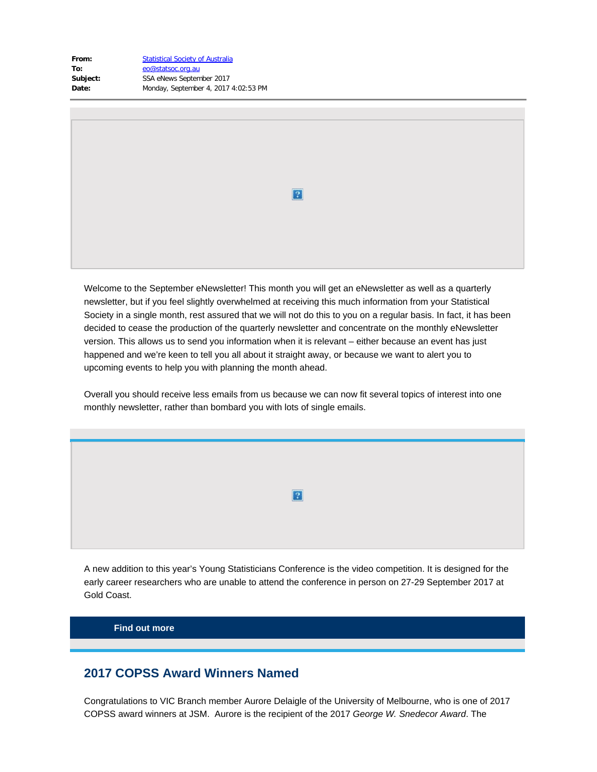**From:** Statistical Society of Australia
**To:** eo@statsoc.org.au
**Subject:** SSA eNews September 2017
**Date:** Monday, September 4, 2017 4:02:53 PM

Welcome to the September eNewsletter! This month you will get an eNewsletter as well as a quarterly newsletter, but if you feel slightly overwhelmed at receiving this much information from your Statistical Society in a single month, rest assured that we will not do this to you on a regular basis. In fact, it has been decided to cease the production of the quarterly newsletter and concentrate on the monthly eNewsletter version. This allows us to send you information when it is relevant – either because an event has just happened and we're keen to tell you all about it straight away, or because we want to alert you to upcoming events to help you with planning the month ahead.

Overall you should receive less emails from us because we can now fit several topics of interest into one monthly newsletter, rather than bombard you with lots of single emails.

A new addition to this year's Young Statisticians Conference is the video competition. It is designed for the early career researchers who are unable to attend the conference in person on 27-29 September 2017 at Gold Coast.

**Find out more**

## 2017 COPSS Award Winners Named

Congratulations to VIC Branch member Aurore Delaigle of the University of Melbourne, who is one of 2017 COPSS award winners at JSM. Aurore is the recipient of the 2017 *George W. Snedecor Award*. The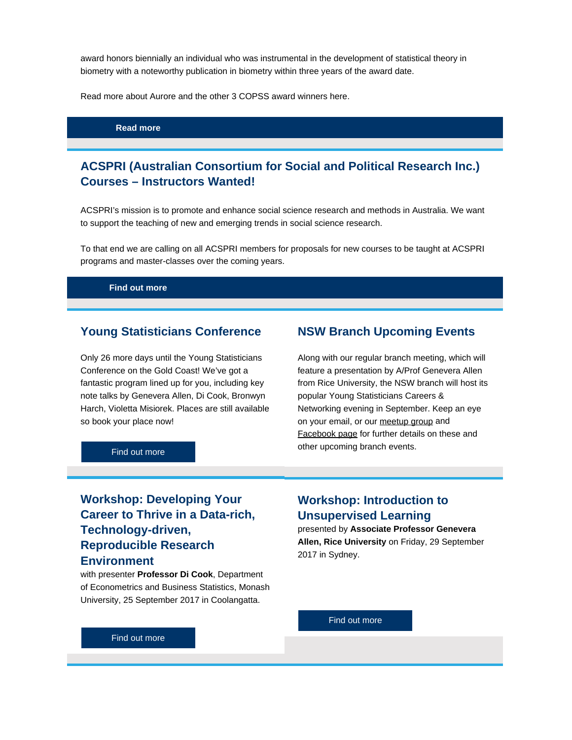award honors biennially an individual who was instrumental in the development of statistical theory in biometry with a noteworthy publication in biometry within three years of the award date.

Read more about Aurore and the other 3 COPSS award winners here.

**Read more**

## ACSPRI (Australian Consortium for Social and Political Research Inc.) Courses – Instructors Wanted!

ACSPRI's mission is to promote and enhance social science research and methods in Australia. We want to support the teaching of new and emerging trends in social science research.

To that end we are calling on all ACSPRI members for proposals for new courses to be taught at ACSPRI programs and master-classes over the coming years.

**Find out more**

## Young Statisticians Conference

Only 26 more days until the Young Statisticians Conference on the Gold Coast! We've got a fantastic program lined up for you, including key note talks by Genevera Allen, Di Cook, Bronwyn Harch, Violetta Misiorek. Places are still available so book your place now!

Find out more

## NSW Branch Upcoming Events

Along with our regular branch meeting, which will feature a presentation by A/Prof Genevera Allen from Rice University, the NSW branch will host its popular Young Statisticians Careers & Networking evening in September. Keep an eye on your email, or our meetup group and Facebook page for further details on these and other upcoming branch events.

## Workshop: Developing Your Career to Thrive in a Data-rich, Technology-driven, Reproducible Research Environment

with presenter **Professor Di Cook**, Department of Econometrics and Business Statistics, Monash University, 25 September 2017 in Coolangatta.

Find out more

## Workshop: Introduction to Unsupervised Learning

presented by **Associate Professor Genevera Allen, Rice University** on Friday, 29 September 2017 in Sydney.

Find out more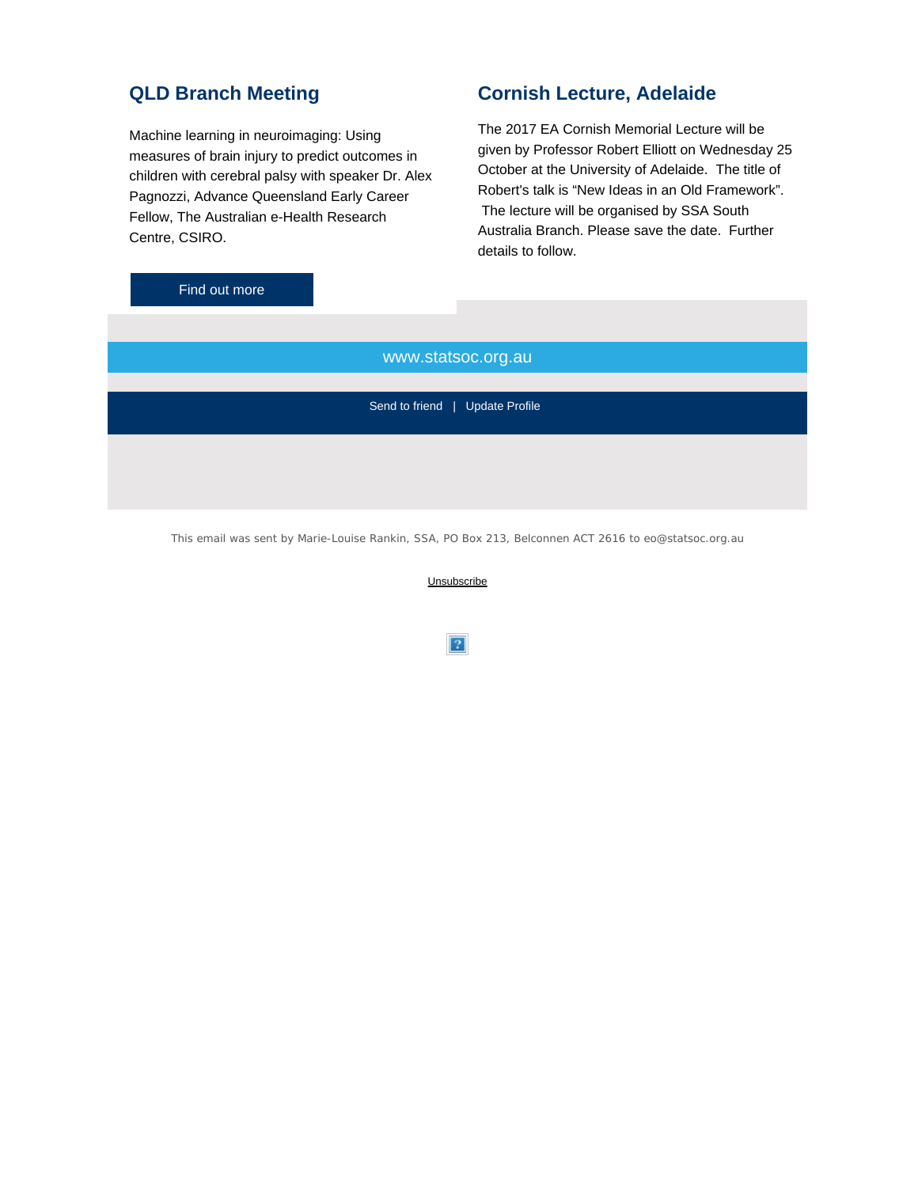## QLD Branch Meeting

Machine learning in neuroimaging: Using measures of brain injury to predict outcomes in children with cerebral palsy with speaker Dr. Alex Pagnozzi, Advance Queensland Early Career Fellow, The Australian e-Health Research Centre, CSIRO.

Find out more

## Cornish Lecture, Adelaide

The 2017 EA Cornish Memorial Lecture will be given by Professor Robert Elliott on Wednesday 25 October at the University of Adelaide. The title of Robert's talk is "New Ideas in an Old Framework". The lecture will be organised by SSA South Australia Branch. Please save the date. Further details to follow.

www.statsoc.org.au

Send to friend | Update Profile

This email was sent by Marie-Louise Rankin, SSA, PO Box 213, Belconnen ACT 2616 to eo@statsoc.org.au

Unsubscribe